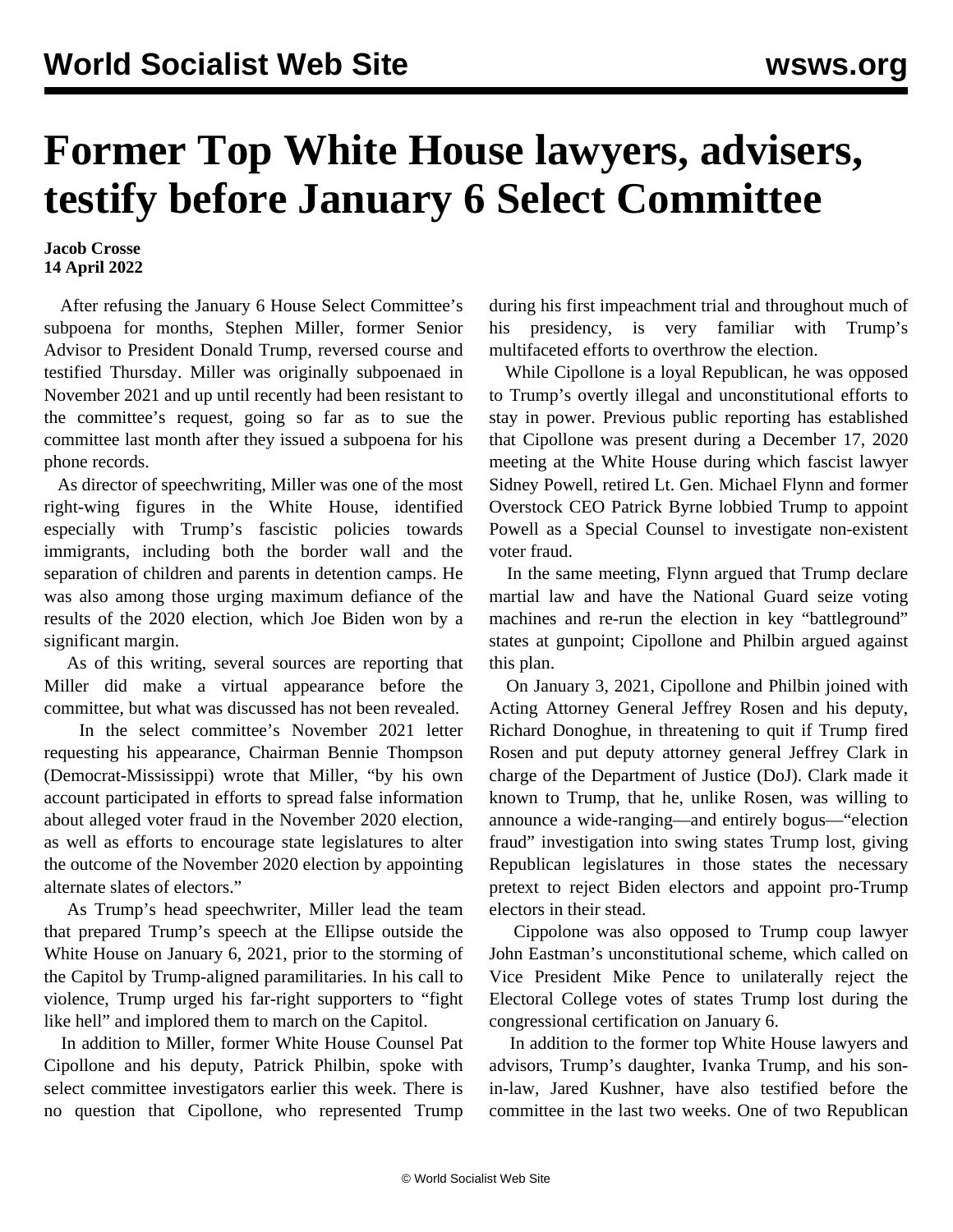# Former Top White House lawyers, advisers, testify before January 6 Select Committee

**Jacob Crosse**
**14 April 2022**

After refusing the January 6 House Select Committee's subpoena for months, Stephen Miller, former Senior Advisor to President Donald Trump, reversed course and testified Thursday. Miller was originally subpoenaed in November 2021 and up until recently had been resistant to the committee's request, going so far as to sue the committee last month after they issued a subpoena for his phone records.

As director of speechwriting, Miller was one of the most right-wing figures in the White House, identified especially with Trump's fascistic policies towards immigrants, including both the border wall and the separation of children and parents in detention camps. He was also among those urging maximum defiance of the results of the 2020 election, which Joe Biden won by a significant margin.

As of this writing, several sources are reporting that Miller did make a virtual appearance before the committee, but what was discussed has not been revealed.

In the select committee's November 2021 letter requesting his appearance, Chairman Bennie Thompson (Democrat-Mississippi) wrote that Miller, "by his own account participated in efforts to spread false information about alleged voter fraud in the November 2020 election, as well as efforts to encourage state legislatures to alter the outcome of the November 2020 election by appointing alternate slates of electors."

As Trump's head speechwriter, Miller lead the team that prepared Trump's speech at the Ellipse outside the White House on January 6, 2021, prior to the storming of the Capitol by Trump-aligned paramilitaries. In his call to violence, Trump urged his far-right supporters to "fight like hell" and implored them to march on the Capitol.

In addition to Miller, former White House Counsel Pat Cipollone and his deputy, Patrick Philbin, spoke with select committee investigators earlier this week. There is no question that Cipollone, who represented Trump during his first impeachment trial and throughout much of his presidency, is very familiar with Trump's multifaceted efforts to overthrow the election.

While Cipollone is a loyal Republican, he was opposed to Trump's overtly illegal and unconstitutional efforts to stay in power. Previous public reporting has established that Cipollone was present during a December 17, 2020 meeting at the White House during which fascist lawyer Sidney Powell, retired Lt. Gen. Michael Flynn and former Overstock CEO Patrick Byrne lobbied Trump to appoint Powell as a Special Counsel to investigate non-existent voter fraud.

In the same meeting, Flynn argued that Trump declare martial law and have the National Guard seize voting machines and re-run the election in key "battleground" states at gunpoint; Cipollone and Philbin argued against this plan.

On January 3, 2021, Cipollone and Philbin joined with Acting Attorney General Jeffrey Rosen and his deputy, Richard Donoghue, in threatening to quit if Trump fired Rosen and put deputy attorney general Jeffrey Clark in charge of the Department of Justice (DoJ). Clark made it known to Trump, that he, unlike Rosen, was willing to announce a wide-ranging—and entirely bogus—"election fraud" investigation into swing states Trump lost, giving Republican legislatures in those states the necessary pretext to reject Biden electors and appoint pro-Trump electors in their stead.

Cippolone was also opposed to Trump coup lawyer John Eastman's unconstitutional scheme, which called on Vice President Mike Pence to unilaterally reject the Electoral College votes of states Trump lost during the congressional certification on January 6.

In addition to the former top White House lawyers and advisors, Trump's daughter, Ivanka Trump, and his son-in-law, Jared Kushner, have also testified before the committee in the last two weeks. One of two Republican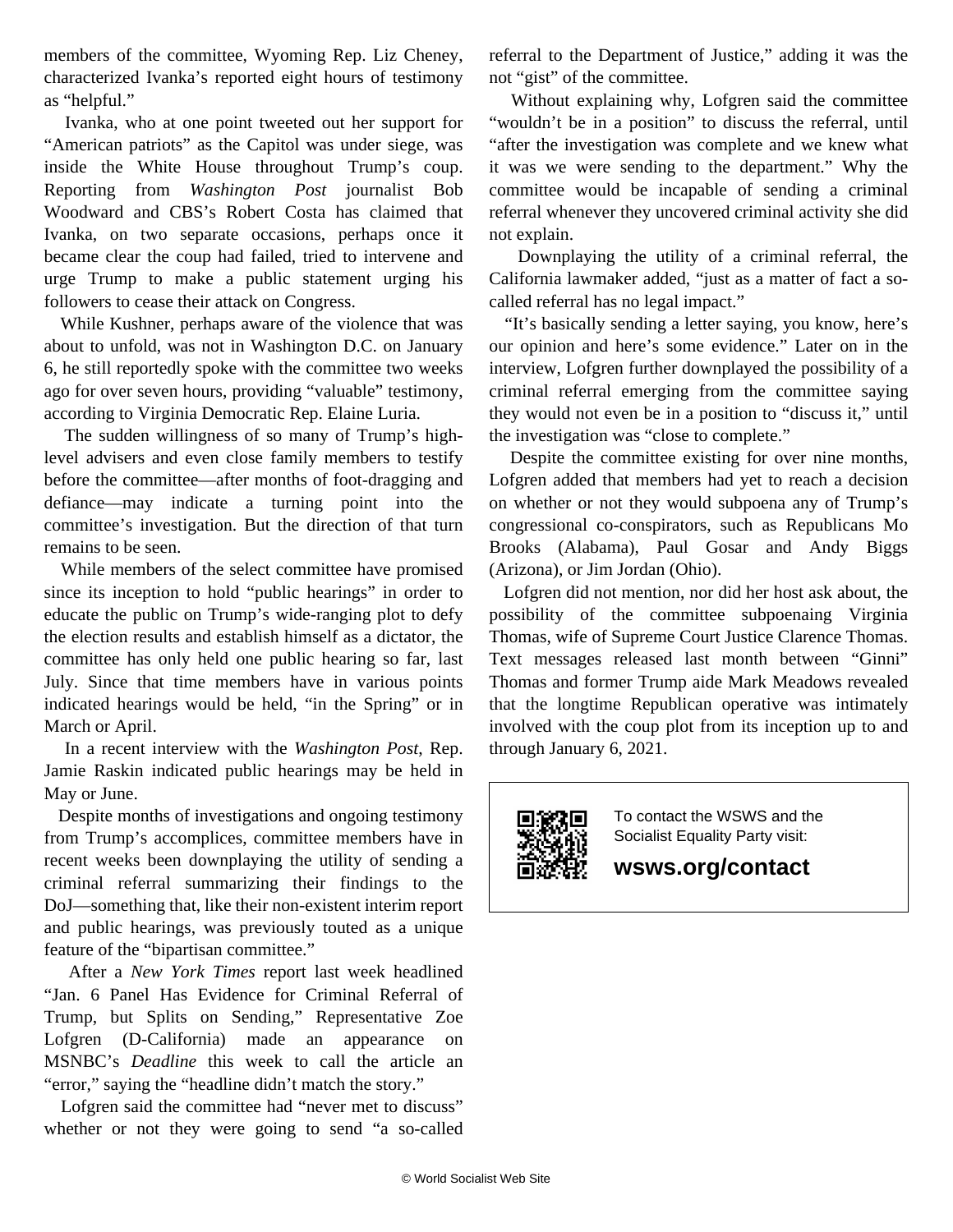members of the committee, Wyoming Rep. Liz Cheney, characterized Ivanka's reported eight hours of testimony as "helpful."

Ivanka, who at one point tweeted out her support for "American patriots" as the Capitol was under siege, was inside the White House throughout Trump's coup. Reporting from *Washington Post* journalist Bob Woodward and CBS's Robert Costa has claimed that Ivanka, on two separate occasions, perhaps once it became clear the coup had failed, tried to intervene and urge Trump to make a public statement urging his followers to cease their attack on Congress.

While Kushner, perhaps aware of the violence that was about to unfold, was not in Washington D.C. on January 6, he still reportedly spoke with the committee two weeks ago for over seven hours, providing "valuable" testimony, according to Virginia Democratic Rep. Elaine Luria.

The sudden willingness of so many of Trump's high-level advisers and even close family members to testify before the committee—after months of foot-dragging and defiance—may indicate a turning point into the committee's investigation. But the direction of that turn remains to be seen.

While members of the select committee have promised since its inception to hold "public hearings" in order to educate the public on Trump's wide-ranging plot to defy the election results and establish himself as a dictator, the committee has only held one public hearing so far, last July. Since that time members have in various points indicated hearings would be held, "in the Spring" or in March or April.

In a recent interview with the *Washington Post*, Rep. Jamie Raskin indicated public hearings may be held in May or June.

Despite months of investigations and ongoing testimony from Trump's accomplices, committee members have in recent weeks been downplaying the utility of sending a criminal referral summarizing their findings to the DoJ—something that, like their non-existent interim report and public hearings, was previously touted as a unique feature of the "bipartisan committee."

After a *New York Times* report last week headlined "Jan. 6 Panel Has Evidence for Criminal Referral of Trump, but Splits on Sending," Representative Zoe Lofgren (D-California) made an appearance on MSNBC's *Deadline* this week to call the article an "error," saying the "headline didn't match the story."

Lofgren said the committee had "never met to discuss" whether or not they were going to send "a so-called referral to the Department of Justice," adding it was the not "gist" of the committee.

Without explaining why, Lofgren said the committee "wouldn't be in a position" to discuss the referral, until "after the investigation was complete and we knew what it was we were sending to the department." Why the committee would be incapable of sending a criminal referral whenever they uncovered criminal activity she did not explain.

Downplaying the utility of a criminal referral, the California lawmaker added, "just as a matter of fact a so-called referral has no legal impact."

"It's basically sending a letter saying, you know, here's our opinion and here's some evidence." Later on in the interview, Lofgren further downplayed the possibility of a criminal referral emerging from the committee saying they would not even be in a position to "discuss it," until the investigation was "close to complete."

Despite the committee existing for over nine months, Lofgren added that members had yet to reach a decision on whether or not they would subpoena any of Trump's congressional co-conspirators, such as Republicans Mo Brooks (Alabama), Paul Gosar and Andy Biggs (Arizona), or Jim Jordan (Ohio).

Lofgren did not mention, nor did her host ask about, the possibility of the committee subpoenaing Virginia Thomas, wife of Supreme Court Justice Clarence Thomas. Text messages released last month between "Ginni" Thomas and former Trump aide Mark Meadows revealed that the longtime Republican operative was intimately involved with the coup plot from its inception up to and through January 6, 2021.

To contact the WSWS and the Socialist Equality Party visit:

**wsws.org/contact**